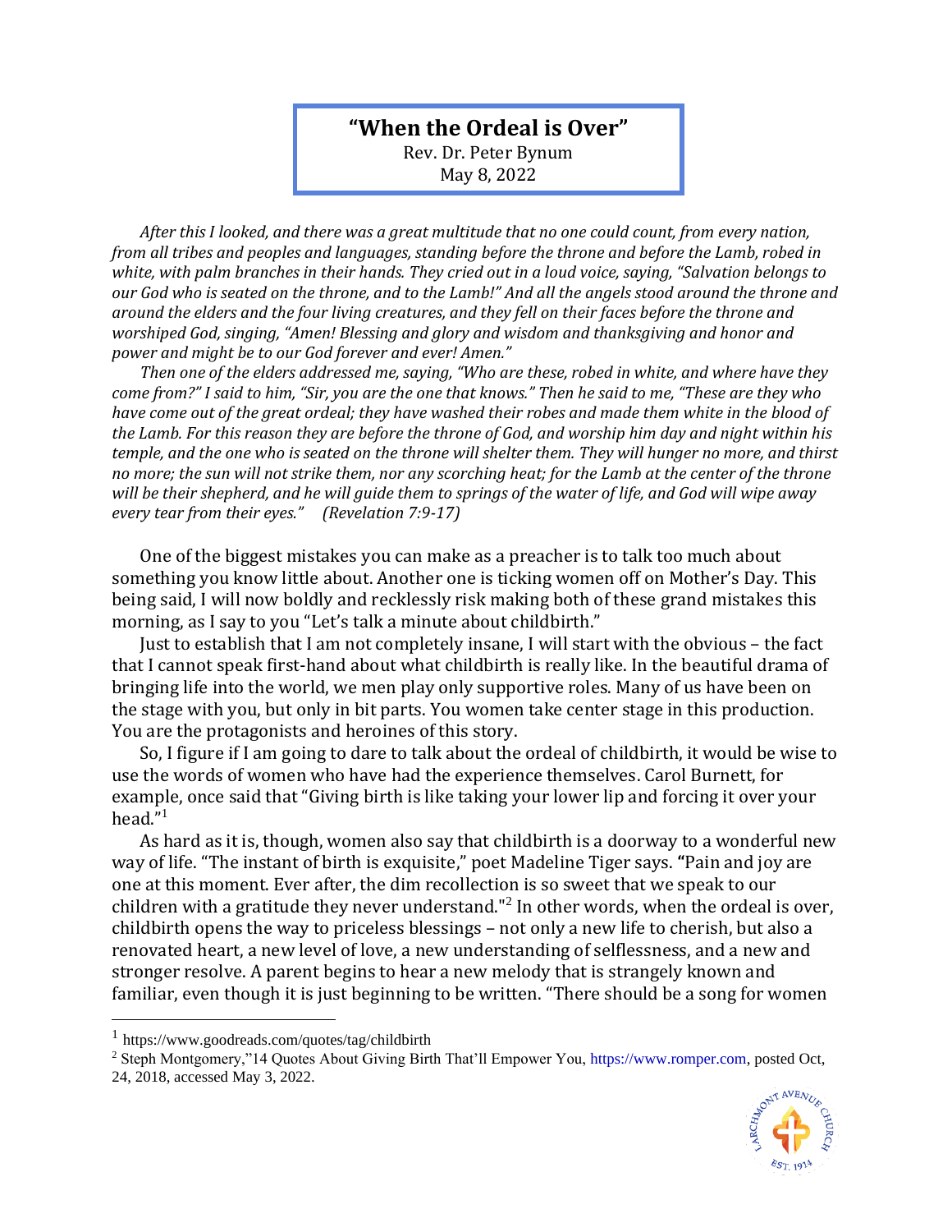# "When the Ordeal is Over"

Rev. Dr. Peter Bynum
May 8, 2022

*After this I looked, and there was a great multitude that no one could count, from every nation, from all tribes and peoples and languages, standing before the throne and before the Lamb, robed in white, with palm branches in their hands. They cried out in a loud voice, saying, "Salvation belongs to our God who is seated on the throne, and to the Lamb!" And all the angels stood around the throne and around the elders and the four living creatures, and they fell on their faces before the throne and worshiped God, singing, "Amen! Blessing and glory and wisdom and thanksgiving and honor and power and might be to our God forever and ever! Amen."*

*Then one of the elders addressed me, saying, "Who are these, robed in white, and where have they come from?" I said to him, "Sir, you are the one that knows." Then he said to me, "These are they who have come out of the great ordeal; they have washed their robes and made them white in the blood of the Lamb. For this reason they are before the throne of God, and worship him day and night within his temple, and the one who is seated on the throne will shelter them. They will hunger no more, and thirst no more; the sun will not strike them, nor any scorching heat; for the Lamb at the center of the throne will be their shepherd, and he will guide them to springs of the water of life, and God will wipe away every tear from their eyes." (Revelation 7:9-17)*

One of the biggest mistakes you can make as a preacher is to talk too much about something you know little about. Another one is ticking women off on Mother's Day. This being said, I will now boldly and recklessly risk making both of these grand mistakes this morning, as I say to you "Let's talk a minute about childbirth."

Just to establish that I am not completely insane, I will start with the obvious – the fact that I cannot speak first-hand about what childbirth is really like. In the beautiful drama of bringing life into the world, we men play only supportive roles. Many of us have been on the stage with you, but only in bit parts. You women take center stage in this production. You are the protagonists and heroines of this story.

So, I figure if I am going to dare to talk about the ordeal of childbirth, it would be wise to use the words of women who have had the experience themselves. Carol Burnett, for example, once said that "Giving birth is like taking your lower lip and forcing it over your head."[1]

As hard as it is, though, women also say that childbirth is a doorway to a wonderful new way of life. "The instant of birth is exquisite," poet Madeline Tiger says. **"**Pain and joy are one at this moment. Ever after, the dim recollection is so sweet that we speak to our children with a gratitude they never understand."[2] In other words, when the ordeal is over, childbirth opens the way to priceless blessings – not only a new life to cherish, but also a renovated heart, a new level of love, a new understanding of selflessness, and a new and stronger resolve. A parent begins to hear a new melody that is strangely known and familiar, even though it is just beginning to be written. "There should be a song for women

---

[1] https://www.goodreads.com/quotes/tag/childbirth

[2] Steph Montgomery,"14 Quotes About Giving Birth That'll Empower You, https://www.romper.com, posted Oct, 24, 2018, accessed May 3, 2022.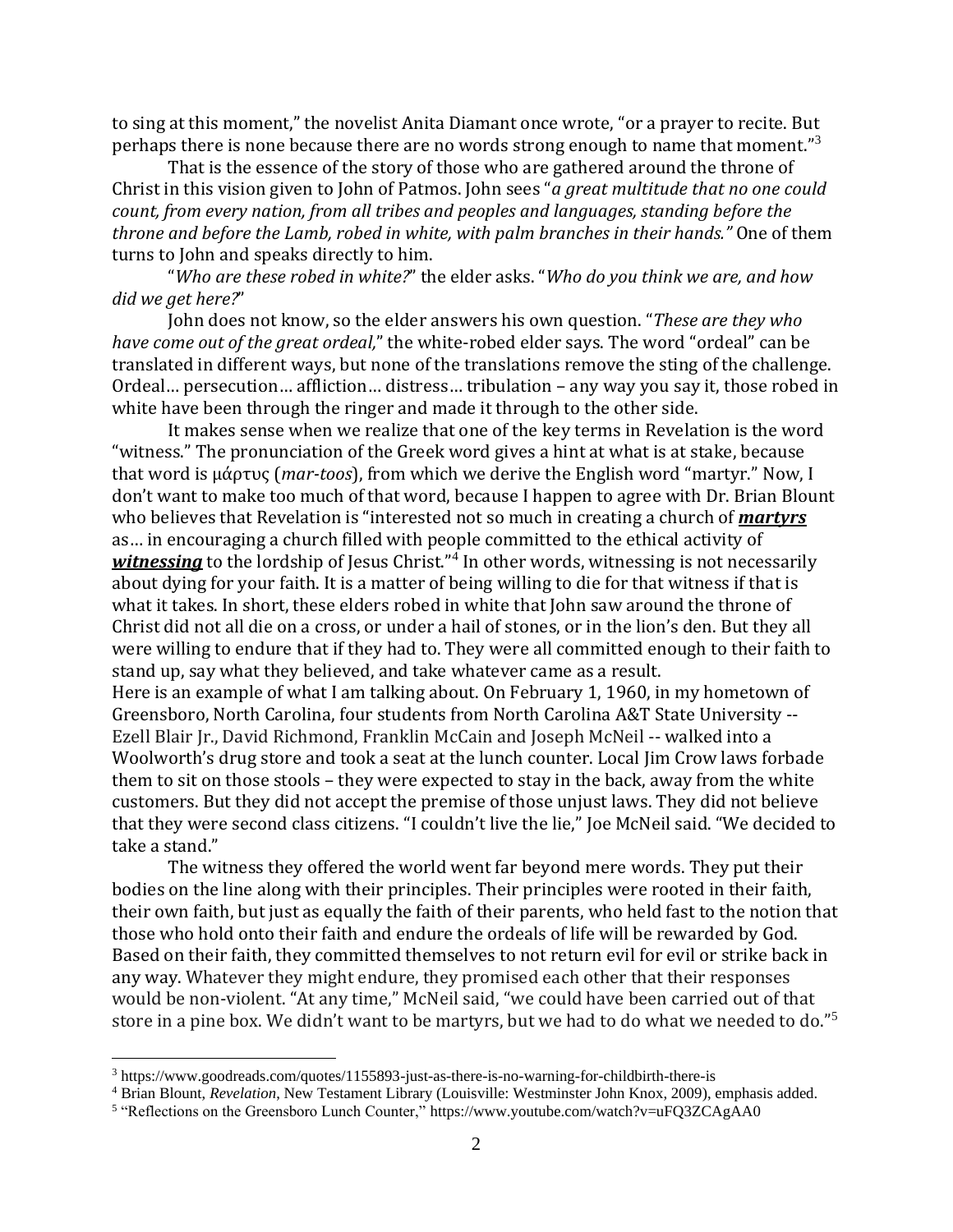to sing at this moment," the novelist Anita Diamant once wrote, "or a prayer to recite. But perhaps there is none because there are no words strong enough to name that moment."[3]

That is the essence of the story of those who are gathered around the throne of Christ in this vision given to John of Patmos. John sees "*a great multitude that no one could count, from every nation, from all tribes and peoples and languages, standing before the throne and before the Lamb, robed in white, with palm branches in their hands.*" One of them turns to John and speaks directly to him.

"*Who are these robed in white?*" the elder asks. "*Who do you think we are, and how did we get here?*"

John does not know, so the elder answers his own question. "*These are they who have come out of the great ordeal,*" the white-robed elder says. The word "ordeal" can be translated in different ways, but none of the translations remove the sting of the challenge. Ordeal… persecution… affliction… distress… tribulation – any way you say it, those robed in white have been through the ringer and made it through to the other side.

It makes sense when we realize that one of the key terms in Revelation is the word "witness." The pronunciation of the Greek word gives a hint at what is at stake, because that word is μάρτυς (*mar-toos*), from which we derive the English word "martyr." Now, I don't want to make too much of that word, because I happen to agree with Dr. Brian Blount who believes that Revelation is "interested not so much in creating a church of ***martyrs*** as… in encouraging a church filled with people committed to the ethical activity of ***witnessing*** to the lordship of Jesus Christ."[4] In other words, witnessing is not necessarily about dying for your faith. It is a matter of being willing to die for that witness if that is what it takes. In short, these elders robed in white that John saw around the throne of Christ did not all die on a cross, or under a hail of stones, or in the lion's den. But they all were willing to endure that if they had to. They were all committed enough to their faith to stand up, say what they believed, and take whatever came as a result.

Here is an example of what I am talking about. On February 1, 1960, in my hometown of Greensboro, North Carolina, four students from North Carolina A&T State University -- Ezell Blair Jr., David Richmond, Franklin McCain and Joseph McNeil -- walked into a Woolworth's drug store and took a seat at the lunch counter. Local Jim Crow laws forbade them to sit on those stools – they were expected to stay in the back, away from the white customers. But they did not accept the premise of those unjust laws. They did not believe that they were second class citizens. "I couldn't live the lie," Joe McNeil said. "We decided to take a stand."

The witness they offered the world went far beyond mere words. They put their bodies on the line along with their principles. Their principles were rooted in their faith, their own faith, but just as equally the faith of their parents, who held fast to the notion that those who hold onto their faith and endure the ordeals of life will be rewarded by God. Based on their faith, they committed themselves to not return evil for evil or strike back in any way. Whatever they might endure, they promised each other that their responses would be non-violent. "At any time," McNeil said, "we could have been carried out of that store in a pine box. We didn't want to be martyrs, but we had to do what we needed to do."[5]

---

[3] https://www.goodreads.com/quotes/1155893-just-as-there-is-no-warning-for-childbirth-there-is

[4] Brian Blount, *Revelation*, New Testament Library (Louisville: Westminster John Knox, 2009), emphasis added.

[5] "Reflections on the Greensboro Lunch Counter," https://www.youtube.com/watch?v=uFQ3ZCAgAA0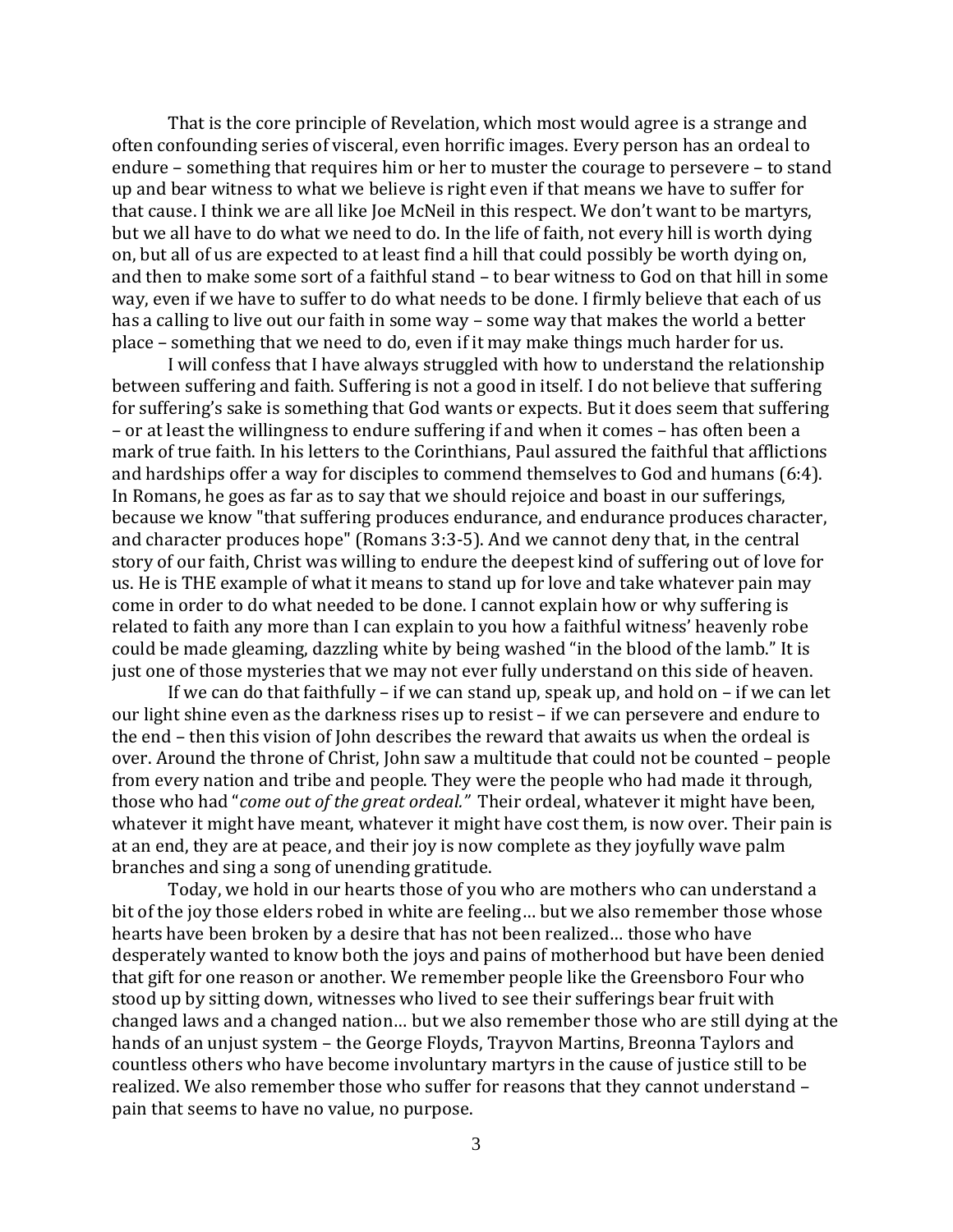That is the core principle of Revelation, which most would agree is a strange and often confounding series of visceral, even horrific images. Every person has an ordeal to endure – something that requires him or her to muster the courage to persevere – to stand up and bear witness to what we believe is right even if that means we have to suffer for that cause. I think we are all like Joe McNeil in this respect. We don't want to be martyrs, but we all have to do what we need to do. In the life of faith, not every hill is worth dying on, but all of us are expected to at least find a hill that could possibly be worth dying on, and then to make some sort of a faithful stand – to bear witness to God on that hill in some way, even if we have to suffer to do what needs to be done. I firmly believe that each of us has a calling to live out our faith in some way – some way that makes the world a better place – something that we need to do, even if it may make things much harder for us.

I will confess that I have always struggled with how to understand the relationship between suffering and faith. Suffering is not a good in itself. I do not believe that suffering for suffering's sake is something that God wants or expects. But it does seem that suffering – or at least the willingness to endure suffering if and when it comes – has often been a mark of true faith. In his letters to the Corinthians, Paul assured the faithful that afflictions and hardships offer a way for disciples to commend themselves to God and humans (6:4). In Romans, he goes as far as to say that we should rejoice and boast in our sufferings, because we know "that suffering produces endurance, and endurance produces character, and character produces hope" (Romans 3:3-5). And we cannot deny that, in the central story of our faith, Christ was willing to endure the deepest kind of suffering out of love for us. He is THE example of what it means to stand up for love and take whatever pain may come in order to do what needed to be done. I cannot explain how or why suffering is related to faith any more than I can explain to you how a faithful witness' heavenly robe could be made gleaming, dazzling white by being washed "in the blood of the lamb." It is just one of those mysteries that we may not ever fully understand on this side of heaven.

If we can do that faithfully – if we can stand up, speak up, and hold on – if we can let our light shine even as the darkness rises up to resist – if we can persevere and endure to the end – then this vision of John describes the reward that awaits us when the ordeal is over. Around the throne of Christ, John saw a multitude that could not be counted – people from every nation and tribe and people. They were the people who had made it through, those who had "*come out of the great ordeal.*" Their ordeal, whatever it might have been, whatever it might have meant, whatever it might have cost them, is now over. Their pain is at an end, they are at peace, and their joy is now complete as they joyfully wave palm branches and sing a song of unending gratitude.

Today, we hold in our hearts those of you who are mothers who can understand a bit of the joy those elders robed in white are feeling… but we also remember those whose hearts have been broken by a desire that has not been realized… those who have desperately wanted to know both the joys and pains of motherhood but have been denied that gift for one reason or another. We remember people like the Greensboro Four who stood up by sitting down, witnesses who lived to see their sufferings bear fruit with changed laws and a changed nation… but we also remember those who are still dying at the hands of an unjust system – the George Floyds, Trayvon Martins, Breonna Taylors and countless others who have become involuntary martyrs in the cause of justice still to be realized. We also remember those who suffer for reasons that they cannot understand – pain that seems to have no value, no purpose.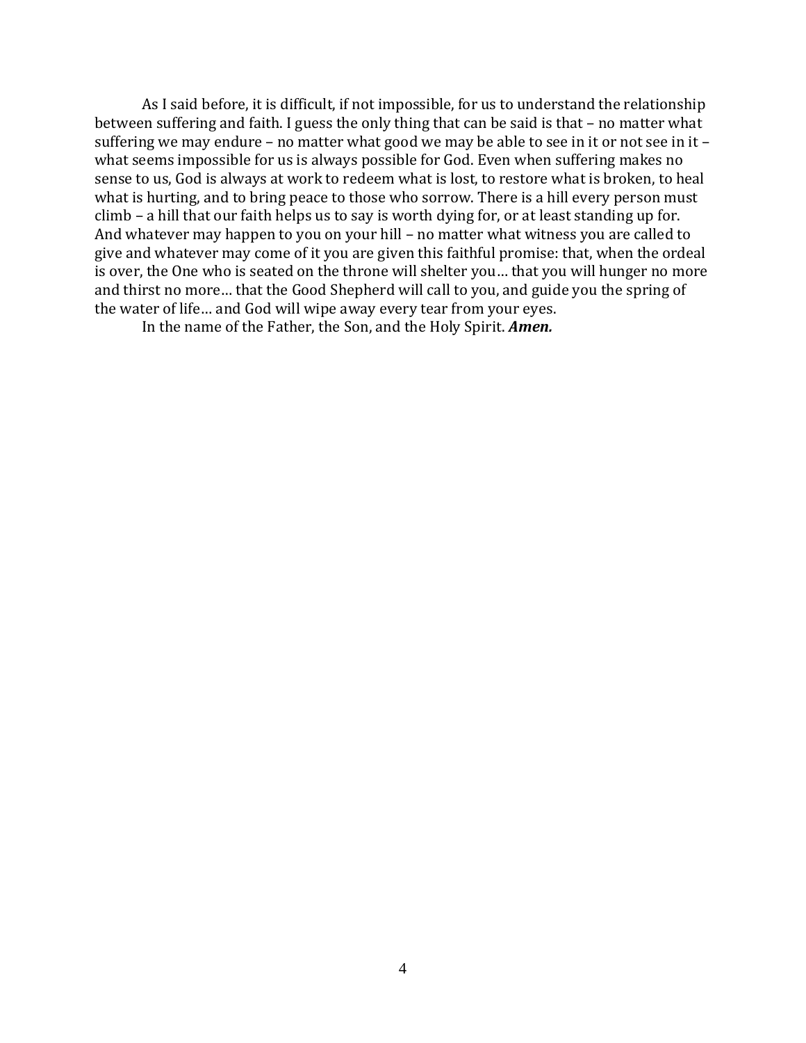As I said before, it is difficult, if not impossible, for us to understand the relationship between suffering and faith. I guess the only thing that can be said is that – no matter what suffering we may endure – no matter what good we may be able to see in it or not see in it – what seems impossible for us is always possible for God. Even when suffering makes no sense to us, God is always at work to redeem what is lost, to restore what is broken, to heal what is hurting, and to bring peace to those who sorrow. There is a hill every person must climb – a hill that our faith helps us to say is worth dying for, or at least standing up for. And whatever may happen to you on your hill – no matter what witness you are called to give and whatever may come of it you are given this faithful promise: that, when the ordeal is over, the One who is seated on the throne will shelter you… that you will hunger no more and thirst no more… that the Good Shepherd will call to you, and guide you the spring of the water of life… and God will wipe away every tear from your eyes.

In the name of the Father, the Son, and the Holy Spirit. ***Amen.***